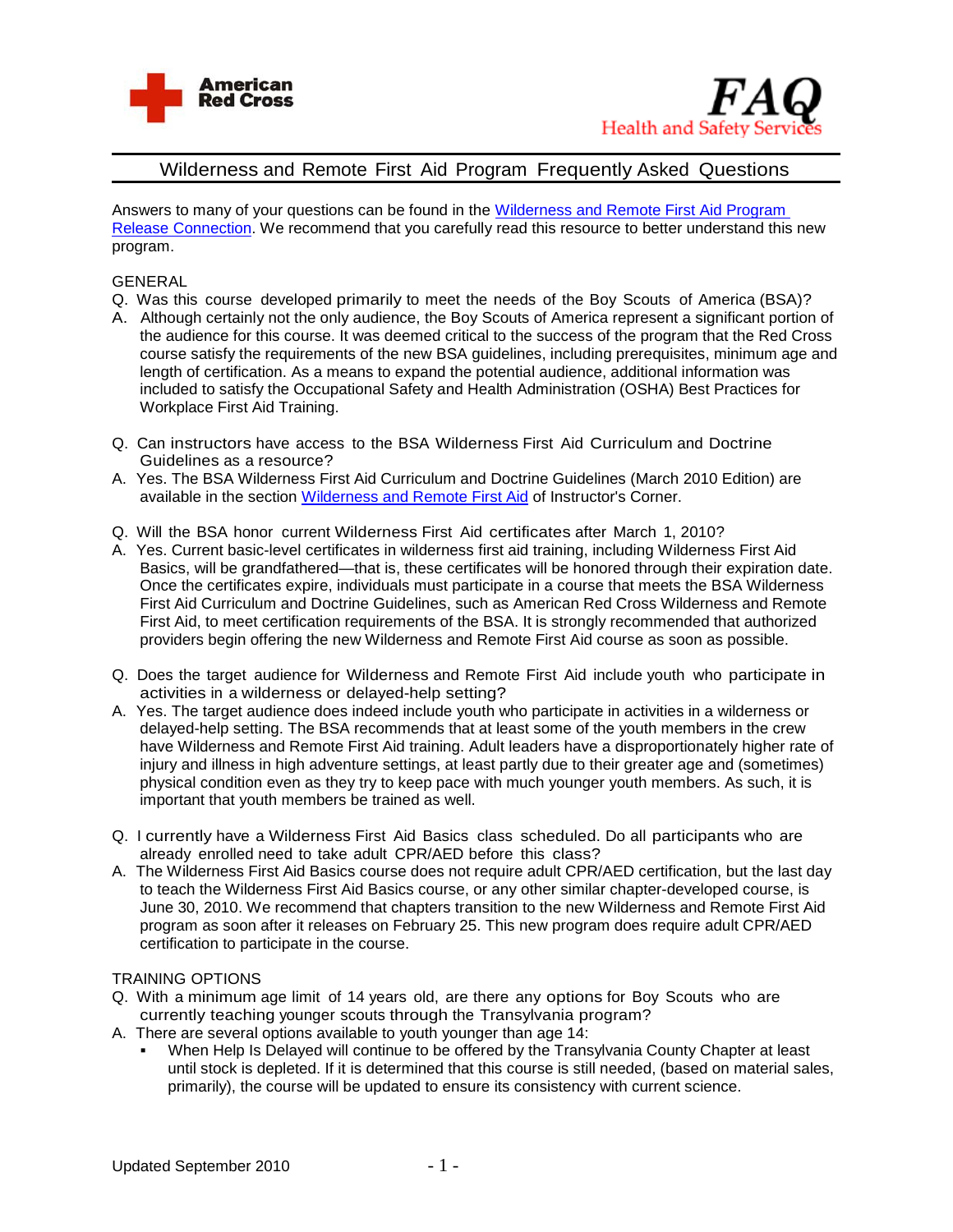American Red Cross

FAQ
Health and Safety Services

# Wilderness and Remote First Aid Program Frequently Asked Questions

Answers to many of your questions can be found in the [Wilderness and Remote First Aid Program Release Connection](). We recommend that you carefully read this resource to better understand this new program.

## GENERAL

Q. Was this course developed primarily to meet the needs of the Boy Scouts of America (BSA)?

A. Although certainly not the only audience, the Boy Scouts of America represent a significant portion of the audience for this course. It was deemed critical to the success of the program that the Red Cross course satisfy the requirements of the new BSA guidelines, including prerequisites, minimum age and length of certification. As a means to expand the potential audience, additional information was included to satisfy the Occupational Safety and Health Administration (OSHA) Best Practices for Workplace First Aid Training.

Q. Can instructors have access to the BSA Wilderness First Aid Curriculum and Doctrine Guidelines as a resource?

A. Yes. The BSA Wilderness First Aid Curriculum and Doctrine Guidelines (March 2010 Edition) are available in the section [Wilderness and Remote First Aid]() of Instructor's Corner.

Q. Will the BSA honor current Wilderness First Aid certificates after March 1, 2010?

A. Yes. Current basic-level certificates in wilderness first aid training, including Wilderness First Aid Basics, will be grandfathered—that is, these certificates will be honored through their expiration date. Once the certificates expire, individuals must participate in a course that meets the BSA Wilderness First Aid Curriculum and Doctrine Guidelines, such as American Red Cross Wilderness and Remote First Aid, to meet certification requirements of the BSA. It is strongly recommended that authorized providers begin offering the new Wilderness and Remote First Aid course as soon as possible.

Q. Does the target audience for Wilderness and Remote First Aid include youth who participate in activities in a wilderness or delayed-help setting?

A. Yes. The target audience does indeed include youth who participate in activities in a wilderness or delayed-help setting. The BSA recommends that at least some of the youth members in the crew have Wilderness and Remote First Aid training. Adult leaders have a disproportionately higher rate of injury and illness in high adventure settings, at least partly due to their greater age and (sometimes) physical condition even as they try to keep pace with much younger youth members. As such, it is important that youth members be trained as well.

Q. I currently have a Wilderness First Aid Basics class scheduled. Do all participants who are already enrolled need to take adult CPR/AED before this class?

A. The Wilderness First Aid Basics course does not require adult CPR/AED certification, but the last day to teach the Wilderness First Aid Basics course, or any other similar chapter-developed course, is June 30, 2010. We recommend that chapters transition to the new Wilderness and Remote First Aid program as soon after it releases on February 25. This new program does require adult CPR/AED certification to participate in the course.

## TRAINING OPTIONS

Q. With a minimum age limit of 14 years old, are there any options for Boy Scouts who are currently teaching younger scouts through the Transylvania program?

A. There are several options available to youth younger than age 14:

- When Help Is Delayed will continue to be offered by the Transylvania County Chapter at least until stock is depleted. If it is determined that this course is still needed, (based on material sales, primarily), the course will be updated to ensure its consistency with current science.

Updated September 2010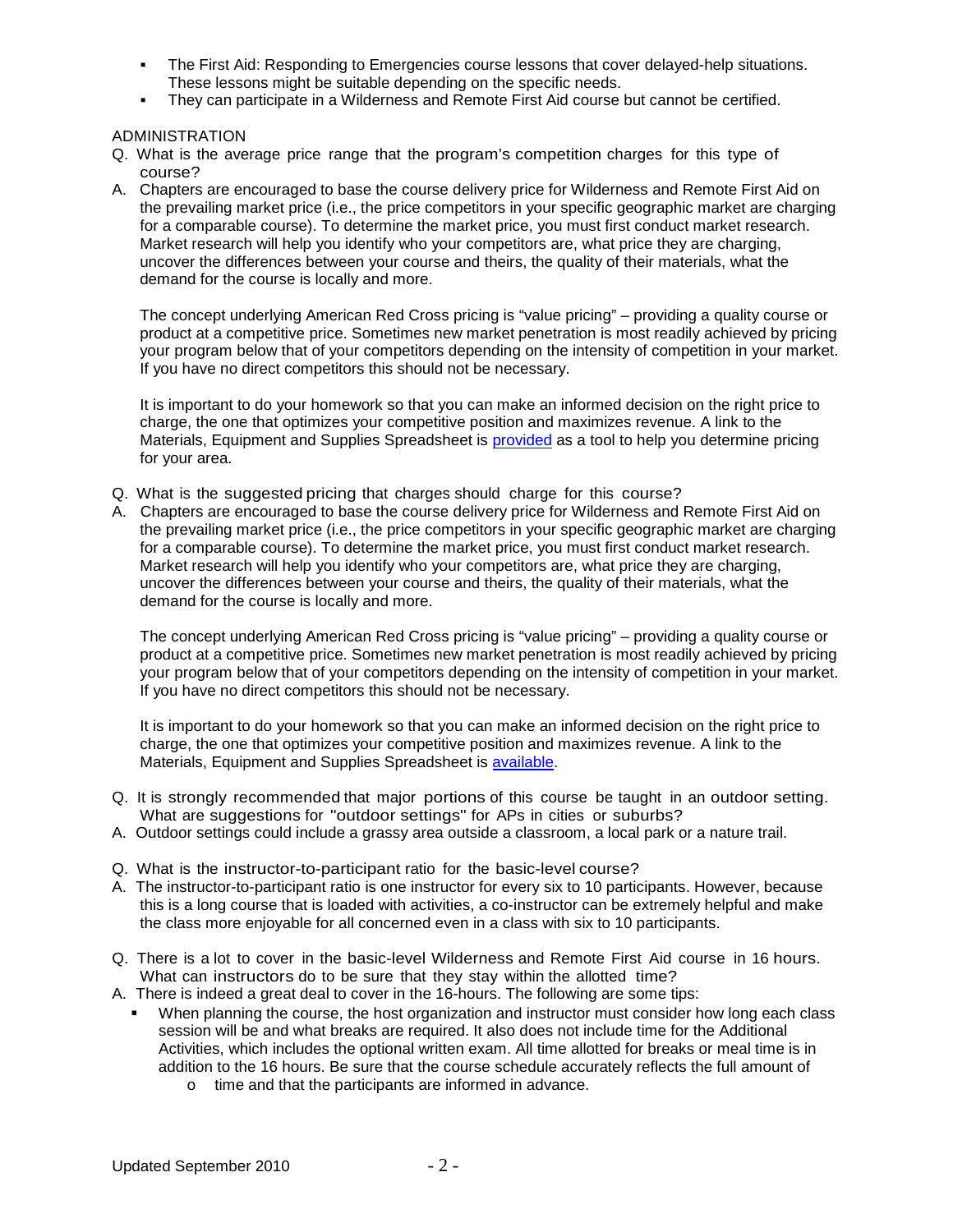- The First Aid: Responding to Emergencies course lessons that cover delayed-help situations. These lessons might be suitable depending on the specific needs.
- They can participate in a Wilderness and Remote First Aid course but cannot be certified.

## ADMINISTRATION

Q. What is the average price range that the program's competition charges for this type of course?

A. Chapters are encouraged to base the course delivery price for Wilderness and Remote First Aid on the prevailing market price (i.e., the price competitors in your specific geographic market are charging for a comparable course). To determine the market price, you must first conduct market research. Market research will help you identify who your competitors are, what price they are charging, uncover the differences between your course and theirs, the quality of their materials, what the demand for the course is locally and more.

The concept underlying American Red Cross pricing is "value pricing" – providing a quality course or product at a competitive price. Sometimes new market penetration is most readily achieved by pricing your program below that of your competitors depending on the intensity of competition in your market. If you have no direct competitors this should not be necessary.

It is important to do your homework so that you can make an informed decision on the right price to charge, the one that optimizes your competitive position and maximizes revenue. A link to the Materials, Equipment and Supplies Spreadsheet is provided as a tool to help you determine pricing for your area.

Q. What is the suggested pricing that charges should charge for this course?

A. Chapters are encouraged to base the course delivery price for Wilderness and Remote First Aid on the prevailing market price (i.e., the price competitors in your specific geographic market are charging for a comparable course). To determine the market price, you must first conduct market research. Market research will help you identify who your competitors are, what price they are charging, uncover the differences between your course and theirs, the quality of their materials, what the demand for the course is locally and more.

The concept underlying American Red Cross pricing is "value pricing" – providing a quality course or product at a competitive price. Sometimes new market penetration is most readily achieved by pricing your program below that of your competitors depending on the intensity of competition in your market. If you have no direct competitors this should not be necessary.

It is important to do your homework so that you can make an informed decision on the right price to charge, the one that optimizes your competitive position and maximizes revenue. A link to the Materials, Equipment and Supplies Spreadsheet is available.

Q. It is strongly recommended that major portions of this course be taught in an outdoor setting. What are suggestions for "outdoor settings" for APs in cities or suburbs?

A. Outdoor settings could include a grassy area outside a classroom, a local park or a nature trail.

Q. What is the instructor-to-participant ratio for the basic-level course?

A. The instructor-to-participant ratio is one instructor for every six to 10 participants. However, because this is a long course that is loaded with activities, a co-instructor can be extremely helpful and make the class more enjoyable for all concerned even in a class with six to 10 participants.

Q. There is a lot to cover in the basic-level Wilderness and Remote First Aid course in 16 hours. What can instructors do to be sure that they stay within the allotted time?

A. There is indeed a great deal to cover in the 16-hours. The following are some tips:

- When planning the course, the host organization and instructor must consider how long each class session will be and what breaks are required. It also does not include time for the Additional Activities, which includes the optional written exam. All time allotted for breaks or meal time is in addition to the 16 hours. Be sure that the course schedule accurately reflects the full amount of
    - time and that the participants are informed in advance.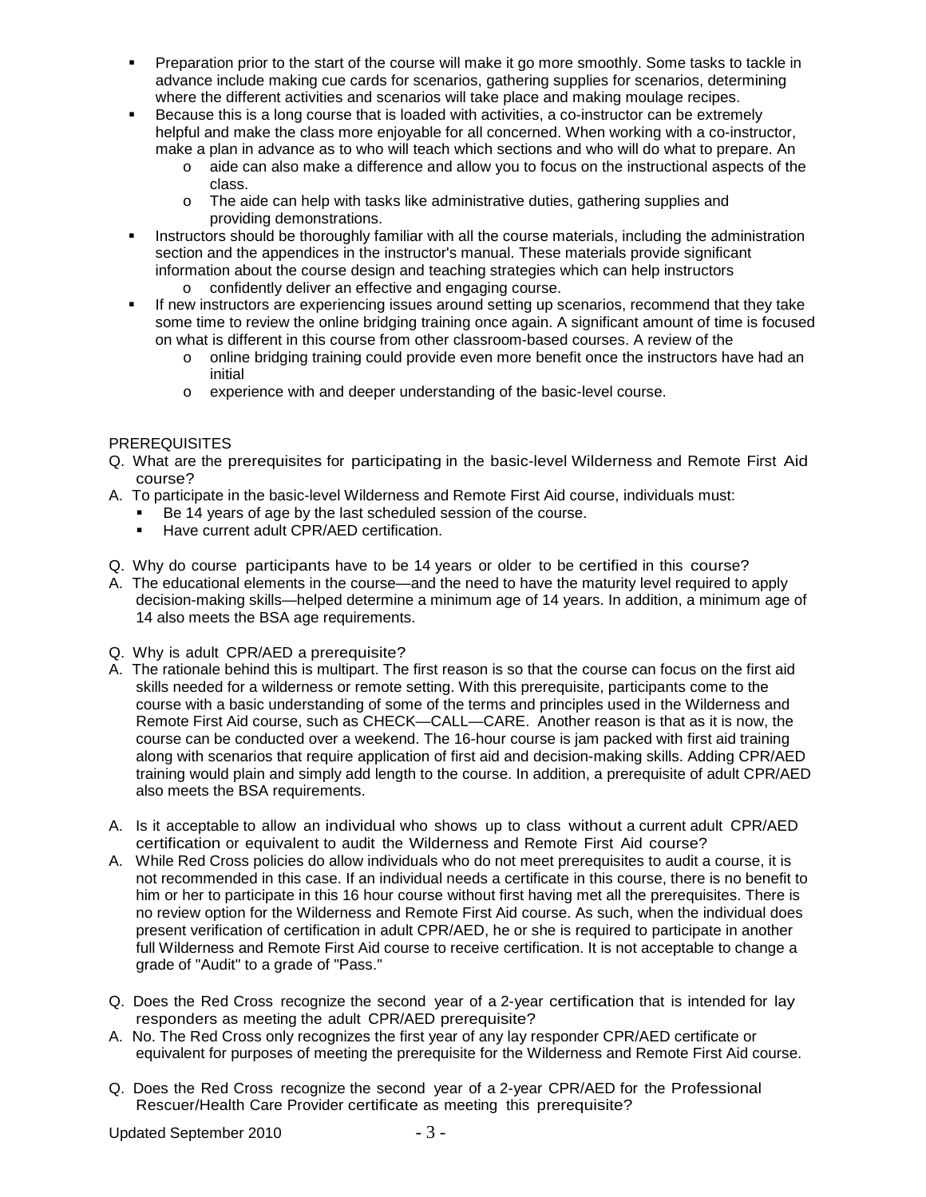- Preparation prior to the start of the course will make it go more smoothly. Some tasks to tackle in advance include making cue cards for scenarios, gathering supplies for scenarios, determining where the different activities and scenarios will take place and making moulage recipes.
- Because this is a long course that is loaded with activities, a co-instructor can be extremely helpful and make the class more enjoyable for all concerned. When working with a co-instructor, make a plan in advance as to who will teach which sections and who will do what to prepare. An
  - aide can also make a difference and allow you to focus on the instructional aspects of the class.
  - The aide can help with tasks like administrative duties, gathering supplies and providing demonstrations.
- Instructors should be thoroughly familiar with all the course materials, including the administration section and the appendices in the instructor's manual. These materials provide significant information about the course design and teaching strategies which can help instructors
  - confidently deliver an effective and engaging course.
- If new instructors are experiencing issues around setting up scenarios, recommend that they take some time to review the online bridging training once again. A significant amount of time is focused on what is different in this course from other classroom-based courses. A review of the
  - online bridging training could provide even more benefit once the instructors have had an initial
  - experience with and deeper understanding of the basic-level course.

PREREQUISITES

Q. What are the prerequisites for participating in the basic-level Wilderness and Remote First Aid course?

A. To participate in the basic-level Wilderness and Remote First Aid course, individuals must:
- Be 14 years of age by the last scheduled session of the course.
- Have current adult CPR/AED certification.

Q. Why do course participants have to be 14 years or older to be certified in this course?

A. The educational elements in the course—and the need to have the maturity level required to apply decision-making skills—helped determine a minimum age of 14 years. In addition, a minimum age of 14 also meets the BSA age requirements.

Q. Why is adult CPR/AED a prerequisite?

A. The rationale behind this is multipart. The first reason is so that the course can focus on the first aid skills needed for a wilderness or remote setting. With this prerequisite, participants come to the course with a basic understanding of some of the terms and principles used in the Wilderness and Remote First Aid course, such as CHECK—CALL—CARE. Another reason is that as it is now, the course can be conducted over a weekend. The 16-hour course is jam packed with first aid training along with scenarios that require application of first aid and decision-making skills. Adding CPR/AED training would plain and simply add length to the course. In addition, a prerequisite of adult CPR/AED also meets the BSA requirements.

A. Is it acceptable to allow an individual who shows up to class without a current adult CPR/AED certification or equivalent to audit the Wilderness and Remote First Aid course?

A. While Red Cross policies do allow individuals who do not meet prerequisites to audit a course, it is not recommended in this case. If an individual needs a certificate in this course, there is no benefit to him or her to participate in this 16 hour course without first having met all the prerequisites. There is no review option for the Wilderness and Remote First Aid course. As such, when the individual does present verification of certification in adult CPR/AED, he or she is required to participate in another full Wilderness and Remote First Aid course to receive certification. It is not acceptable to change a grade of "Audit" to a grade of "Pass."

Q. Does the Red Cross recognize the second year of a 2-year certification that is intended for lay responders as meeting the adult CPR/AED prerequisite?

A. No. The Red Cross only recognizes the first year of any lay responder CPR/AED certificate or equivalent for purposes of meeting the prerequisite for the Wilderness and Remote First Aid course.

Q. Does the Red Cross recognize the second year of a 2-year CPR/AED for the Professional Rescuer/Health Care Provider certificate as meeting this prerequisite?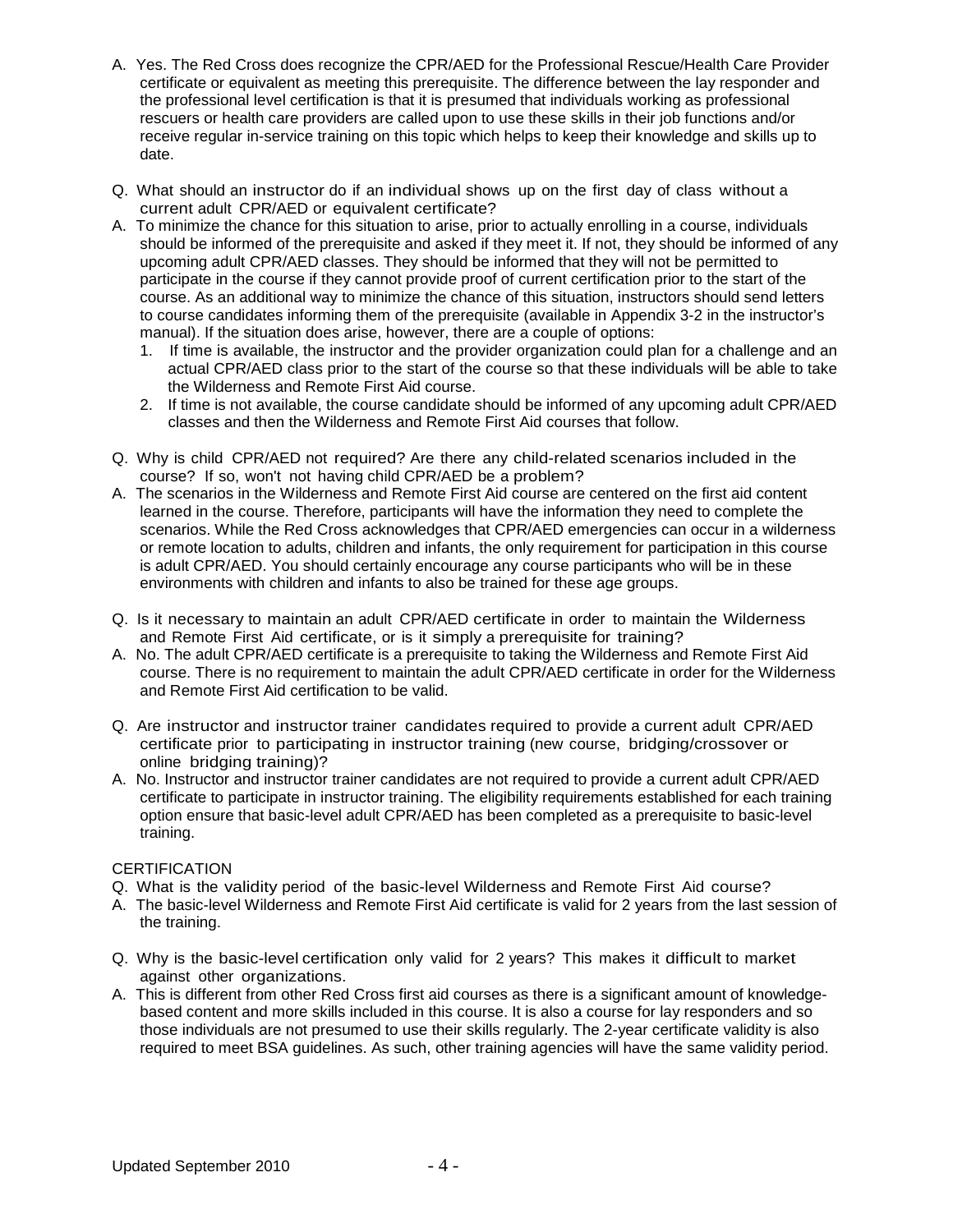A. Yes. The Red Cross does recognize the CPR/AED for the Professional Rescue/Health Care Provider certificate or equivalent as meeting this prerequisite. The difference between the lay responder and the professional level certification is that it is presumed that individuals working as professional rescuers or health care providers are called upon to use these skills in their job functions and/or receive regular in-service training on this topic which helps to keep their knowledge and skills up to date.

Q. What should an instructor do if an individual shows up on the first day of class without a current adult CPR/AED or equivalent certificate?

A. To minimize the chance for this situation to arise, prior to actually enrolling in a course, individuals should be informed of the prerequisite and asked if they meet it. If not, they should be informed of any upcoming adult CPR/AED classes. They should be informed that they will not be permitted to participate in the course if they cannot provide proof of current certification prior to the start of the course. As an additional way to minimize the chance of this situation, instructors should send letters to course candidates informing them of the prerequisite (available in Appendix 3-2 in the instructor's manual). If the situation does arise, however, there are a couple of options:

1. If time is available, the instructor and the provider organization could plan for a challenge and an actual CPR/AED class prior to the start of the course so that these individuals will be able to take the Wilderness and Remote First Aid course.
2. If time is not available, the course candidate should be informed of any upcoming adult CPR/AED classes and then the Wilderness and Remote First Aid courses that follow.

Q. Why is child CPR/AED not required? Are there any child-related scenarios included in the course? If so, won't not having child CPR/AED be a problem?

A. The scenarios in the Wilderness and Remote First Aid course are centered on the first aid content learned in the course. Therefore, participants will have the information they need to complete the scenarios. While the Red Cross acknowledges that CPR/AED emergencies can occur in a wilderness or remote location to adults, children and infants, the only requirement for participation in this course is adult CPR/AED. You should certainly encourage any course participants who will be in these environments with children and infants to also be trained for these age groups.

Q. Is it necessary to maintain an adult CPR/AED certificate in order to maintain the Wilderness and Remote First Aid certificate, or is it simply a prerequisite for training?

A. No. The adult CPR/AED certificate is a prerequisite to taking the Wilderness and Remote First Aid course. There is no requirement to maintain the adult CPR/AED certificate in order for the Wilderness and Remote First Aid certification to be valid.

Q. Are instructor and instructor trainer candidates required to provide a current adult CPR/AED certificate prior to participating in instructor training (new course, bridging/crossover or online bridging training)?

A. No. Instructor and instructor trainer candidates are not required to provide a current adult CPR/AED certificate to participate in instructor training. The eligibility requirements established for each training option ensure that basic-level adult CPR/AED has been completed as a prerequisite to basic-level training.

## CERTIFICATION

Q. What is the validity period of the basic-level Wilderness and Remote First Aid course?

A. The basic-level Wilderness and Remote First Aid certificate is valid for 2 years from the last session of the training.

Q. Why is the basic-level certification only valid for 2 years? This makes it difficult to market against other organizations.

A. This is different from other Red Cross first aid courses as there is a significant amount of knowledge-based content and more skills included in this course. It is also a course for lay responders and so those individuals are not presumed to use their skills regularly. The 2-year certificate validity is also required to meet BSA guidelines. As such, other training agencies will have the same validity period.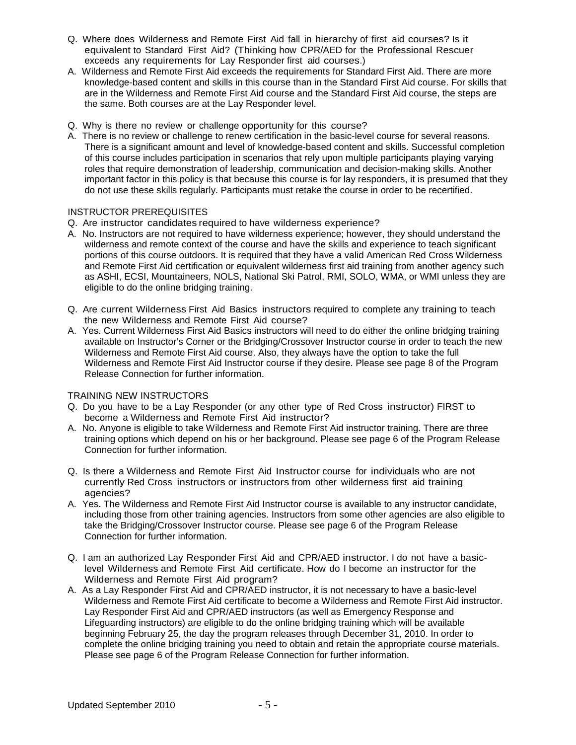Q. Where does Wilderness and Remote First Aid fall in hierarchy of first aid courses? Is it equivalent to Standard First Aid? (Thinking how CPR/AED for the Professional Rescuer exceeds any requirements for Lay Responder first aid courses.)

A. Wilderness and Remote First Aid exceeds the requirements for Standard First Aid. There are more knowledge-based content and skills in this course than in the Standard First Aid course. For skills that are in the Wilderness and Remote First Aid course and the Standard First Aid course, the steps are the same. Both courses are at the Lay Responder level.

Q. Why is there no review or challenge opportunity for this course?

A. There is no review or challenge to renew certification in the basic-level course for several reasons. There is a significant amount and level of knowledge-based content and skills. Successful completion of this course includes participation in scenarios that rely upon multiple participants playing varying roles that require demonstration of leadership, communication and decision-making skills. Another important factor in this policy is that because this course is for lay responders, it is presumed that they do not use these skills regularly. Participants must retake the course in order to be recertified.

INSTRUCTOR PREREQUISITES

Q. Are instructor candidates required to have wilderness experience?

A. No. Instructors are not required to have wilderness experience; however, they should understand the wilderness and remote context of the course and have the skills and experience to teach significant portions of this course outdoors. It is required that they have a valid American Red Cross Wilderness and Remote First Aid certification or equivalent wilderness first aid training from another agency such as ASHI, ECSI, Mountaineers, NOLS, National Ski Patrol, RMI, SOLO, WMA, or WMI unless they are eligible to do the online bridging training.

Q. Are current Wilderness First Aid Basics instructors required to complete any training to teach the new Wilderness and Remote First Aid course?

A. Yes. Current Wilderness First Aid Basics instructors will need to do either the online bridging training available on Instructor's Corner or the Bridging/Crossover Instructor course in order to teach the new Wilderness and Remote First Aid course. Also, they always have the option to take the full Wilderness and Remote First Aid Instructor course if they desire. Please see page 8 of the Program Release Connection for further information.

TRAINING NEW INSTRUCTORS

Q. Do you have to be a Lay Responder (or any other type of Red Cross instructor) FIRST to become a Wilderness and Remote First Aid instructor?

A. No. Anyone is eligible to take Wilderness and Remote First Aid instructor training. There are three training options which depend on his or her background. Please see page 6 of the Program Release Connection for further information.

Q. Is there a Wilderness and Remote First Aid Instructor course for individuals who are not currently Red Cross instructors or instructors from other wilderness first aid training agencies?

A. Yes. The Wilderness and Remote First Aid Instructor course is available to any instructor candidate, including those from other training agencies. Instructors from some other agencies are also eligible to take the Bridging/Crossover Instructor course. Please see page 6 of the Program Release Connection for further information.

Q. I am an authorized Lay Responder First Aid and CPR/AED instructor. I do not have a basic-level Wilderness and Remote First Aid certificate. How do I become an instructor for the Wilderness and Remote First Aid program?

A. As a Lay Responder First Aid and CPR/AED instructor, it is not necessary to have a basic-level Wilderness and Remote First Aid certificate to become a Wilderness and Remote First Aid instructor. Lay Responder First Aid and CPR/AED instructors (as well as Emergency Response and Lifeguarding instructors) are eligible to do the online bridging training which will be available beginning February 25, the day the program releases through December 31, 2010. In order to complete the online bridging training you need to obtain and retain the appropriate course materials. Please see page 6 of the Program Release Connection for further information.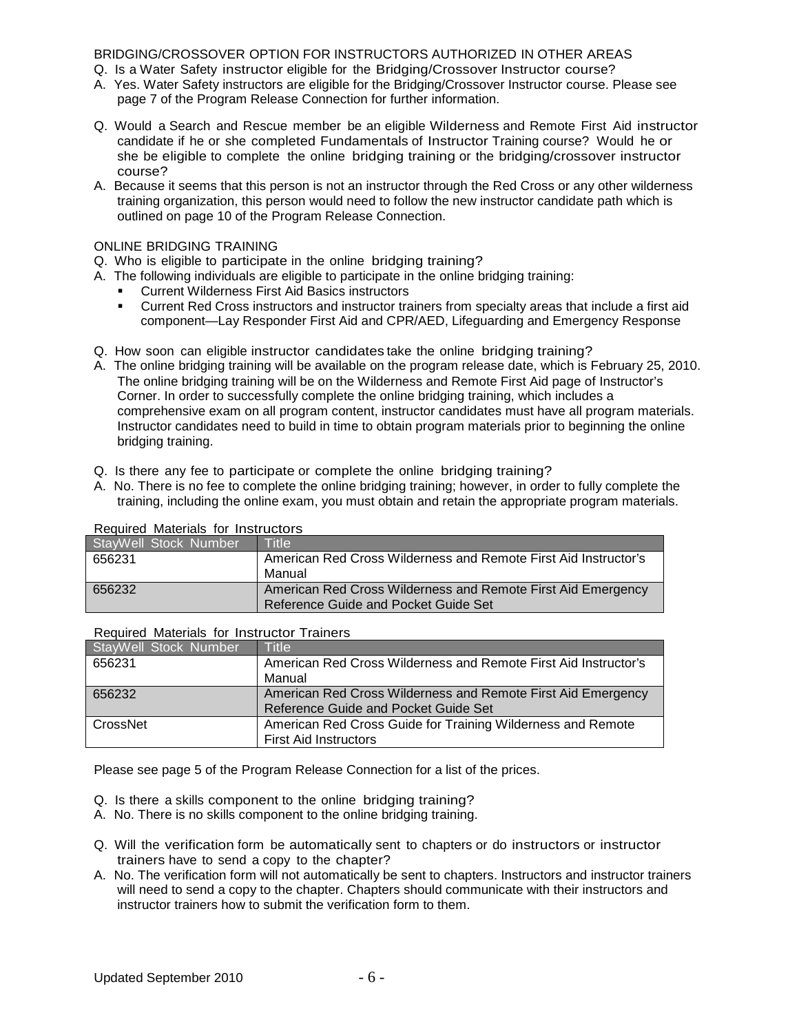## BRIDGING/CROSSOVER OPTION FOR INSTRUCTORS AUTHORIZED IN OTHER AREAS

Q. Is a Water Safety instructor eligible for the Bridging/Crossover Instructor course?

A. Yes. Water Safety instructors are eligible for the Bridging/Crossover Instructor course. Please see page 7 of the Program Release Connection for further information.

Q. Would a Search and Rescue member be an eligible Wilderness and Remote First Aid instructor candidate if he or she completed Fundamentals of Instructor Training course? Would he or she be eligible to complete the online bridging training or the bridging/crossover instructor course?

A. Because it seems that this person is not an instructor through the Red Cross or any other wilderness training organization, this person would need to follow the new instructor candidate path which is outlined on page 10 of the Program Release Connection.

## ONLINE BRIDGING TRAINING

Q. Who is eligible to participate in the online bridging training?

A. The following individuals are eligible to participate in the online bridging training:

- Current Wilderness First Aid Basics instructors
- Current Red Cross instructors and instructor trainers from specialty areas that include a first aid component—Lay Responder First Aid and CPR/AED, Lifeguarding and Emergency Response

Q. How soon can eligible instructor candidates take the online bridging training?

A. The online bridging training will be available on the program release date, which is February 25, 2010. The online bridging training will be on the Wilderness and Remote First Aid page of Instructor's Corner. In order to successfully complete the online bridging training, which includes a comprehensive exam on all program content, instructor candidates must have all program materials. Instructor candidates need to build in time to obtain program materials prior to beginning the online bridging training.

Q. Is there any fee to participate or complete the online bridging training?

A. No. There is no fee to complete the online bridging training; however, in order to fully complete the training, including the online exam, you must obtain and retain the appropriate program materials.

Required Materials for Instructors

| StayWell Stock Number | Title |
|---|---|
| 656231 | American Red Cross Wilderness and Remote First Aid Instructor's Manual |
| 656232 | American Red Cross Wilderness and Remote First Aid Emergency Reference Guide and Pocket Guide Set |

Required Materials for Instructor Trainers

| StayWell Stock Number | Title |
|---|---|
| 656231 | American Red Cross Wilderness and Remote First Aid Instructor's Manual |
| 656232 | American Red Cross Wilderness and Remote First Aid Emergency Reference Guide and Pocket Guide Set |
| CrossNet | American Red Cross Guide for Training Wilderness and Remote First Aid Instructors |

Please see page 5 of the Program Release Connection for a list of the prices.

Q. Is there a skills component to the online bridging training?

A. No. There is no skills component to the online bridging training.

Q. Will the verification form be automatically sent to chapters or do instructors or instructor trainers have to send a copy to the chapter?

A. No. The verification form will not automatically be sent to chapters. Instructors and instructor trainers will need to send a copy to the chapter. Chapters should communicate with their instructors and instructor trainers how to submit the verification form to them.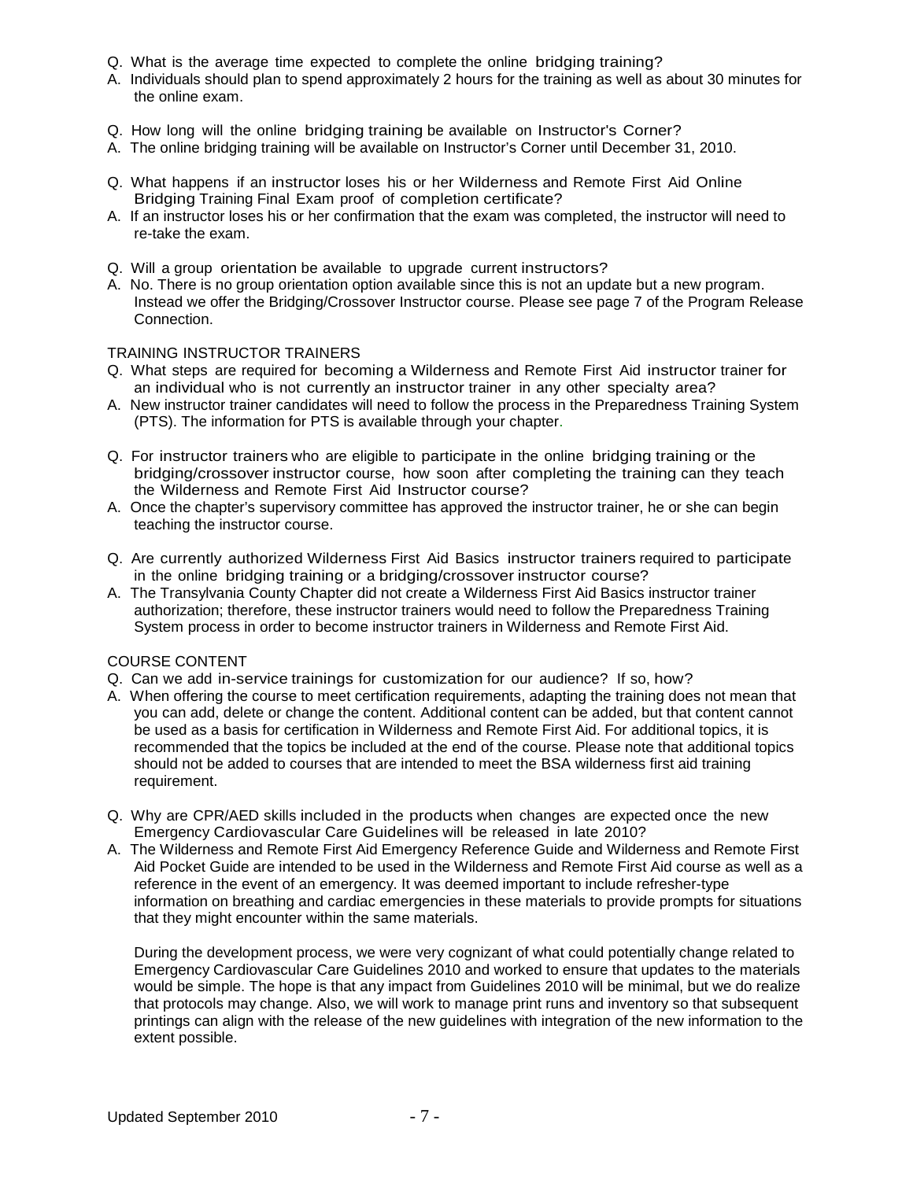Q. What is the average time expected to complete the online bridging training?
A. Individuals should plan to spend approximately 2 hours for the training as well as about 30 minutes for the online exam.

Q. How long will the online bridging training be available on Instructor's Corner?
A. The online bridging training will be available on Instructor's Corner until December 31, 2010.

Q. What happens if an instructor loses his or her Wilderness and Remote First Aid Online Bridging Training Final Exam proof of completion certificate?
A. If an instructor loses his or her confirmation that the exam was completed, the instructor will need to re-take the exam.

Q. Will a group orientation be available to upgrade current instructors?
A. No. There is no group orientation option available since this is not an update but a new program. Instead we offer the Bridging/Crossover Instructor course. Please see page 7 of the Program Release Connection.

TRAINING INSTRUCTOR TRAINERS

Q. What steps are required for becoming a Wilderness and Remote First Aid instructor trainer for an individual who is not currently an instructor trainer in any other specialty area?
A. New instructor trainer candidates will need to follow the process in the Preparedness Training System (PTS). The information for PTS is available through your chapter.

Q. For instructor trainers who are eligible to participate in the online bridging training or the bridging/crossover instructor course, how soon after completing the training can they teach the Wilderness and Remote First Aid Instructor course?
A. Once the chapter's supervisory committee has approved the instructor trainer, he or she can begin teaching the instructor course.

Q. Are currently authorized Wilderness First Aid Basics instructor trainers required to participate in the online bridging training or a bridging/crossover instructor course?
A. The Transylvania County Chapter did not create a Wilderness First Aid Basics instructor trainer authorization; therefore, these instructor trainers would need to follow the Preparedness Training System process in order to become instructor trainers in Wilderness and Remote First Aid.

COURSE CONTENT

Q. Can we add in-service trainings for customization for our audience? If so, how?
A. When offering the course to meet certification requirements, adapting the training does not mean that you can add, delete or change the content. Additional content can be added, but that content cannot be used as a basis for certification in Wilderness and Remote First Aid. For additional topics, it is recommended that the topics be included at the end of the course. Please note that additional topics should not be added to courses that are intended to meet the BSA wilderness first aid training requirement.

Q. Why are CPR/AED skills included in the products when changes are expected once the new Emergency Cardiovascular Care Guidelines will be released in late 2010?
A. The Wilderness and Remote First Aid Emergency Reference Guide and Wilderness and Remote First Aid Pocket Guide are intended to be used in the Wilderness and Remote First Aid course as well as a reference in the event of an emergency. It was deemed important to include refresher-type information on breathing and cardiac emergencies in these materials to provide prompts for situations that they might encounter within the same materials.

During the development process, we were very cognizant of what could potentially change related to Emergency Cardiovascular Care Guidelines 2010 and worked to ensure that updates to the materials would be simple. The hope is that any impact from Guidelines 2010 will be minimal, but we do realize that protocols may change. Also, we will work to manage print runs and inventory so that subsequent printings can align with the release of the new guidelines with integration of the new information to the extent possible.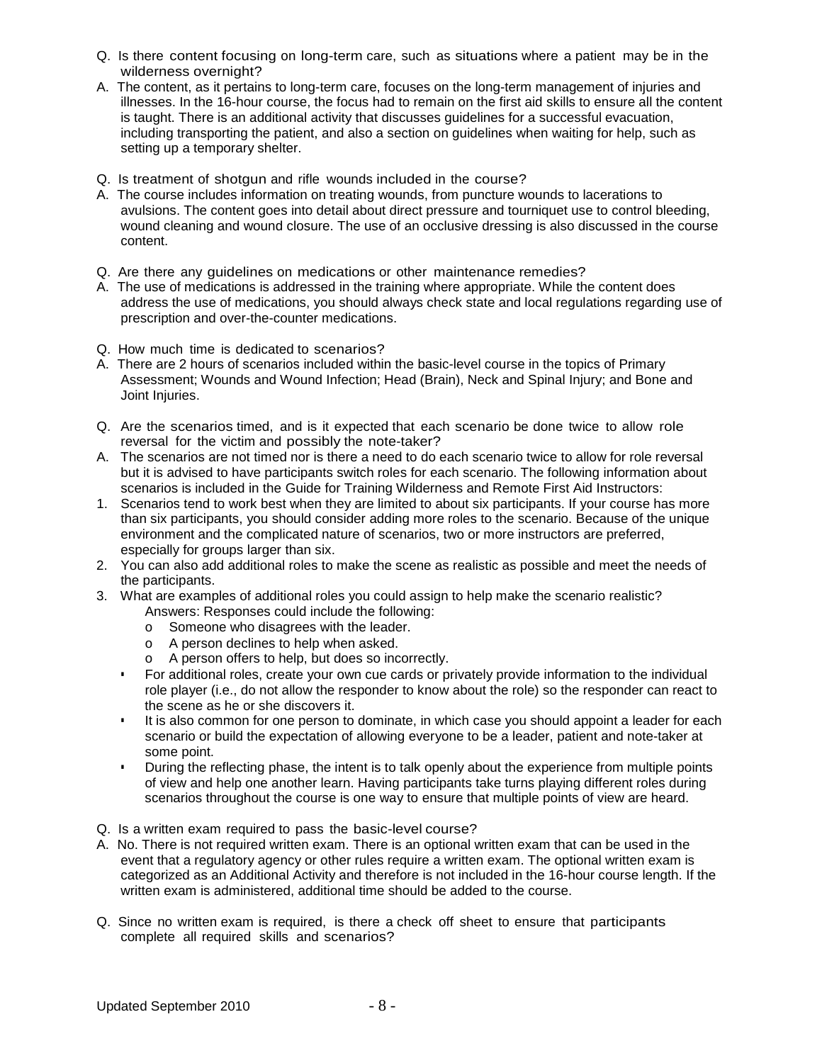Q. Is there content focusing on long-term care, such as situations where a patient may be in the wilderness overnight?

A. The content, as it pertains to long-term care, focuses on the long-term management of injuries and illnesses. In the 16-hour course, the focus had to remain on the first aid skills to ensure all the content is taught. There is an additional activity that discusses guidelines for a successful evacuation, including transporting the patient, and also a section on guidelines when waiting for help, such as setting up a temporary shelter.

Q. Is treatment of shotgun and rifle wounds included in the course?

A. The course includes information on treating wounds, from puncture wounds to lacerations to avulsions. The content goes into detail about direct pressure and tourniquet use to control bleeding, wound cleaning and wound closure. The use of an occlusive dressing is also discussed in the course content.

Q. Are there any guidelines on medications or other maintenance remedies?

A. The use of medications is addressed in the training where appropriate. While the content does address the use of medications, you should always check state and local regulations regarding use of prescription and over-the-counter medications.

Q. How much time is dedicated to scenarios?

A. There are 2 hours of scenarios included within the basic-level course in the topics of Primary Assessment; Wounds and Wound Infection; Head (Brain), Neck and Spinal Injury; and Bone and Joint Injuries.

Q. Are the scenarios timed, and is it expected that each scenario be done twice to allow role reversal for the victim and possibly the note-taker?

A. The scenarios are not timed nor is there a need to do each scenario twice to allow for role reversal but it is advised to have participants switch roles for each scenario. The following information about scenarios is included in the Guide for Training Wilderness and Remote First Aid Instructors:

1. Scenarios tend to work best when they are limited to about six participants. If your course has more than six participants, you should consider adding more roles to the scenario. Because of the unique environment and the complicated nature of scenarios, two or more instructors are preferred, especially for groups larger than six.
2. You can also add additional roles to make the scene as realistic as possible and meet the needs of the participants.
3. What are examples of additional roles you could assign to help make the scenario realistic?
   Answers: Responses could include the following:
   - Someone who disagrees with the leader.
   - A person declines to help when asked.
   - A person offers to help, but does so incorrectly.

- For additional roles, create your own cue cards or privately provide information to the individual role player (i.e., do not allow the responder to know about the role) so the responder can react to the scene as he or she discovers it.
- It is also common for one person to dominate, in which case you should appoint a leader for each scenario or build the expectation of allowing everyone to be a leader, patient and note-taker at some point.
- During the reflecting phase, the intent is to talk openly about the experience from multiple points of view and help one another learn. Having participants take turns playing different roles during scenarios throughout the course is one way to ensure that multiple points of view are heard.

Q. Is a written exam required to pass the basic-level course?

A. No. There is not required written exam. There is an optional written exam that can be used in the event that a regulatory agency or other rules require a written exam. The optional written exam is categorized as an Additional Activity and therefore is not included in the 16-hour course length. If the written exam is administered, additional time should be added to the course.

Q. Since no written exam is required, is there a check off sheet to ensure that participants complete all required skills and scenarios?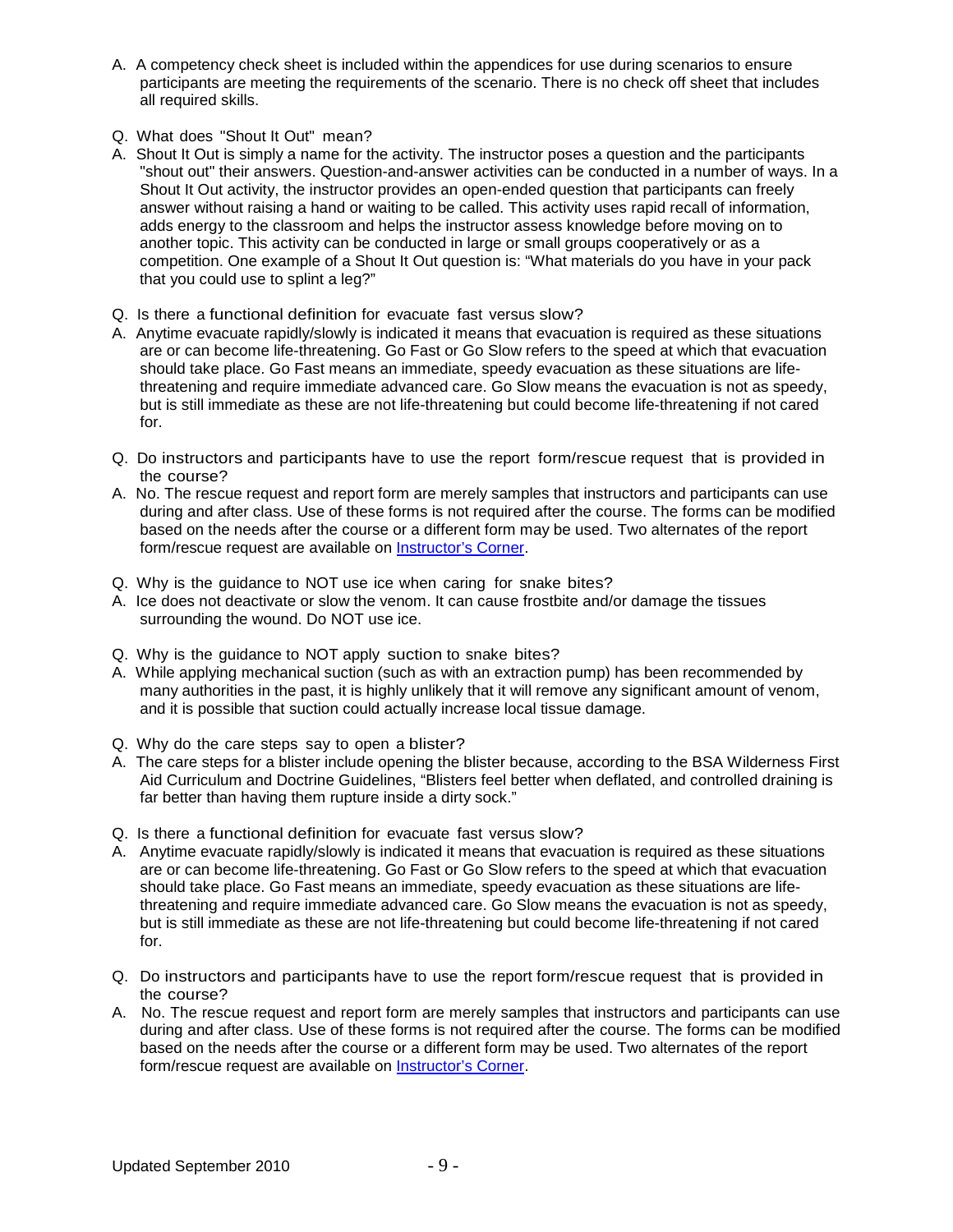A. A competency check sheet is included within the appendices for use during scenarios to ensure participants are meeting the requirements of the scenario. There is no check off sheet that includes all required skills.

Q. What does "Shout It Out" mean?

A. Shout It Out is simply a name for the activity. The instructor poses a question and the participants "shout out" their answers. Question-and-answer activities can be conducted in a number of ways. In a Shout It Out activity, the instructor provides an open-ended question that participants can freely answer without raising a hand or waiting to be called. This activity uses rapid recall of information, adds energy to the classroom and helps the instructor assess knowledge before moving on to another topic. This activity can be conducted in large or small groups cooperatively or as a competition. One example of a Shout It Out question is: "What materials do you have in your pack that you could use to splint a leg?"

Q. Is there a functional definition for evacuate fast versus slow?

A. Anytime evacuate rapidly/slowly is indicated it means that evacuation is required as these situations are or can become life-threatening. Go Fast or Go Slow refers to the speed at which that evacuation should take place. Go Fast means an immediate, speedy evacuation as these situations are life-threatening and require immediate advanced care. Go Slow means the evacuation is not as speedy, but is still immediate as these are not life-threatening but could become life-threatening if not cared for.

Q. Do instructors and participants have to use the report form/rescue request that is provided in the course?

A. No. The rescue request and report form are merely samples that instructors and participants can use during and after class. Use of these forms is not required after the course. The forms can be modified based on the needs after the course or a different form may be used. Two alternates of the report form/rescue request are available on Instructor's Corner.

Q. Why is the guidance to NOT use ice when caring for snake bites?

A. Ice does not deactivate or slow the venom. It can cause frostbite and/or damage the tissues surrounding the wound. Do NOT use ice.

Q. Why is the guidance to NOT apply suction to snake bites?

A. While applying mechanical suction (such as with an extraction pump) has been recommended by many authorities in the past, it is highly unlikely that it will remove any significant amount of venom, and it is possible that suction could actually increase local tissue damage.

Q. Why do the care steps say to open a blister?

A. The care steps for a blister include opening the blister because, according to the BSA Wilderness First Aid Curriculum and Doctrine Guidelines, "Blisters feel better when deflated, and controlled draining is far better than having them rupture inside a dirty sock."

Q. Is there a functional definition for evacuate fast versus slow?

A. Anytime evacuate rapidly/slowly is indicated it means that evacuation is required as these situations are or can become life-threatening. Go Fast or Go Slow refers to the speed at which that evacuation should take place. Go Fast means an immediate, speedy evacuation as these situations are life-threatening and require immediate advanced care. Go Slow means the evacuation is not as speedy, but is still immediate as these are not life-threatening but could become life-threatening if not cared for.

Q. Do instructors and participants have to use the report form/rescue request that is provided in the course?

A. No. The rescue request and report form are merely samples that instructors and participants can use during and after class. Use of these forms is not required after the course. The forms can be modified based on the needs after the course or a different form may be used. Two alternates of the report form/rescue request are available on Instructor's Corner.

Updated September 2010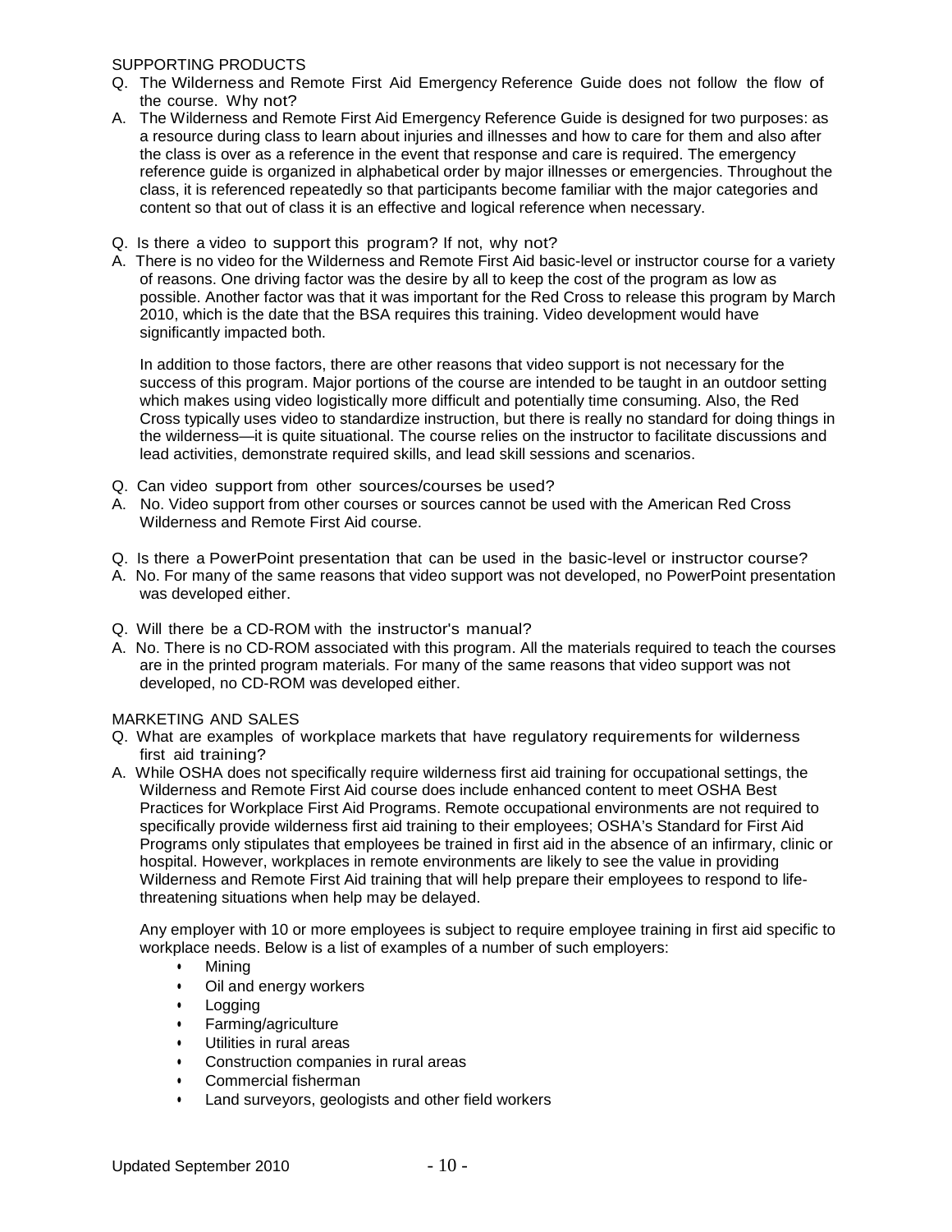SUPPORTING PRODUCTS

Q. The Wilderness and Remote First Aid Emergency Reference Guide does not follow the flow of the course. Why not?

A. The Wilderness and Remote First Aid Emergency Reference Guide is designed for two purposes: as a resource during class to learn about injuries and illnesses and how to care for them and also after the class is over as a reference in the event that response and care is required. The emergency reference guide is organized in alphabetical order by major illnesses or emergencies. Throughout the class, it is referenced repeatedly so that participants become familiar with the major categories and content so that out of class it is an effective and logical reference when necessary.

Q. Is there a video to support this program? If not, why not?

A. There is no video for the Wilderness and Remote First Aid basic-level or instructor course for a variety of reasons. One driving factor was the desire by all to keep the cost of the program as low as possible. Another factor was that it was important for the Red Cross to release this program by March 2010, which is the date that the BSA requires this training. Video development would have significantly impacted both.

In addition to those factors, there are other reasons that video support is not necessary for the success of this program. Major portions of the course are intended to be taught in an outdoor setting which makes using video logistically more difficult and potentially time consuming. Also, the Red Cross typically uses video to standardize instruction, but there is really no standard for doing things in the wilderness—it is quite situational. The course relies on the instructor to facilitate discussions and lead activities, demonstrate required skills, and lead skill sessions and scenarios.

Q. Can video support from other sources/courses be used?

A. No. Video support from other courses or sources cannot be used with the American Red Cross Wilderness and Remote First Aid course.

Q. Is there a PowerPoint presentation that can be used in the basic-level or instructor course?

A. No. For many of the same reasons that video support was not developed, no PowerPoint presentation was developed either.

Q. Will there be a CD-ROM with the instructor's manual?

A. No. There is no CD-ROM associated with this program. All the materials required to teach the courses are in the printed program materials. For many of the same reasons that video support was not developed, no CD-ROM was developed either.

MARKETING AND SALES

Q. What are examples of workplace markets that have regulatory requirements for wilderness first aid training?

A. While OSHA does not specifically require wilderness first aid training for occupational settings, the Wilderness and Remote First Aid course does include enhanced content to meet OSHA Best Practices for Workplace First Aid Programs. Remote occupational environments are not required to specifically provide wilderness first aid training to their employees; OSHA's Standard for First Aid Programs only stipulates that employees be trained in first aid in the absence of an infirmary, clinic or hospital. However, workplaces in remote environments are likely to see the value in providing Wilderness and Remote First Aid training that will help prepare their employees to respond to life-threatening situations when help may be delayed.

Any employer with 10 or more employees is subject to require employee training in first aid specific to workplace needs. Below is a list of examples of a number of such employers:

- Mining
- Oil and energy workers
- Logging
- Farming/agriculture
- Utilities in rural areas
- Construction companies in rural areas
- Commercial fisherman
- Land surveyors, geologists and other field workers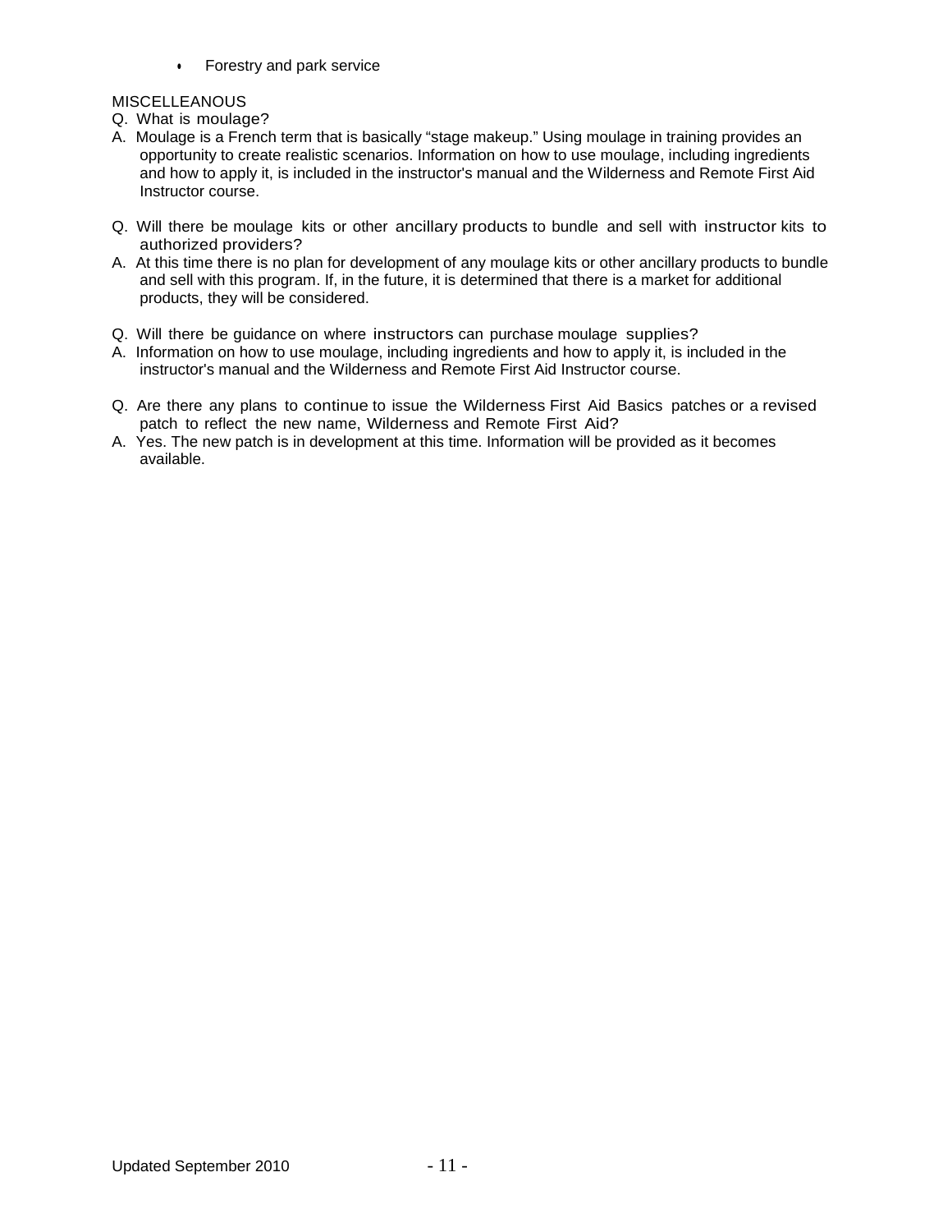- Forestry and park service

MISCELLEANOUS

Q. What is moulage?

A. Moulage is a French term that is basically “stage makeup.” Using moulage in training provides an opportunity to create realistic scenarios. Information on how to use moulage, including ingredients and how to apply it, is included in the instructor's manual and the Wilderness and Remote First Aid Instructor course.

Q. Will there be moulage kits or other ancillary products to bundle and sell with instructor kits to authorized providers?

A. At this time there is no plan for development of any moulage kits or other ancillary products to bundle and sell with this program. If, in the future, it is determined that there is a market for additional products, they will be considered.

Q. Will there be guidance on where instructors can purchase moulage supplies?

A. Information on how to use moulage, including ingredients and how to apply it, is included in the instructor's manual and the Wilderness and Remote First Aid Instructor course.

Q. Are there any plans to continue to issue the Wilderness First Aid Basics patches or a revised patch to reflect the new name, Wilderness and Remote First Aid?

A. Yes. The new patch is in development at this time. Information will be provided as it becomes available.

Updated September 2010